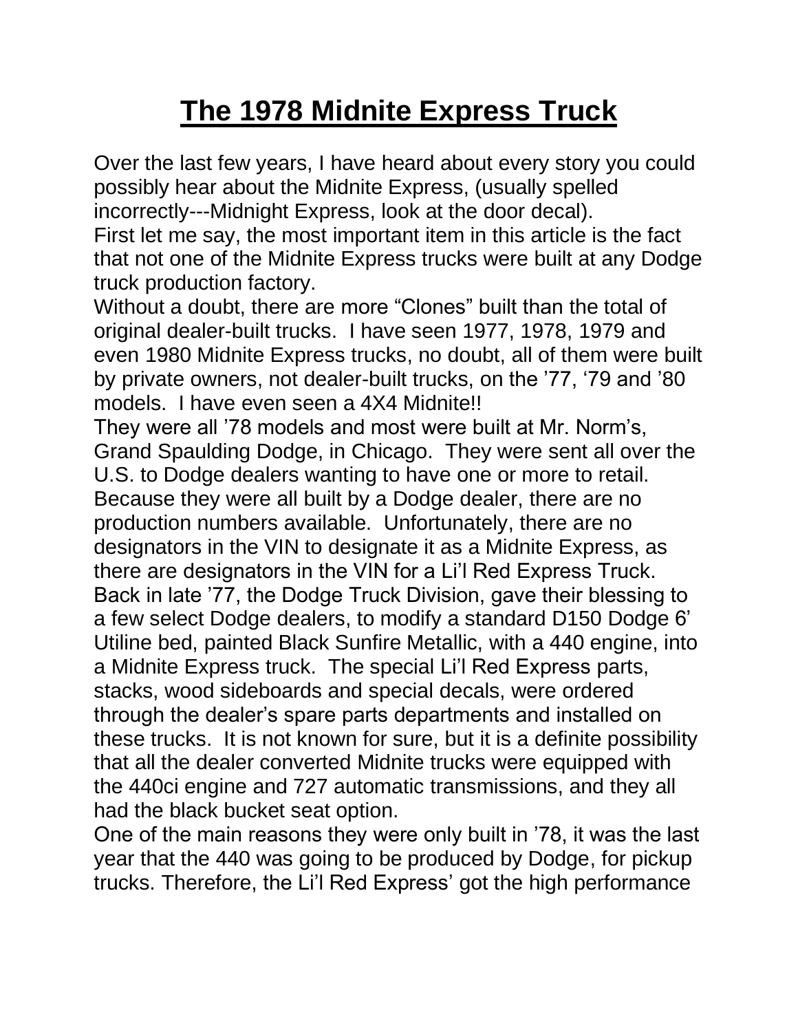# The 1978 Midnite Express Truck

Over the last few years, I have heard about every story you could possibly hear about the Midnite Express, (usually spelled incorrectly---Midnight Express, look at the door decal).

First let me say, the most important item in this article is the fact that not one of the Midnite Express trucks were built at any Dodge truck production factory.

Without a doubt, there are more "Clones" built than the total of original dealer-built trucks. I have seen 1977, 1978, 1979 and even 1980 Midnite Express trucks, no doubt, all of them were built by private owners, not dealer-built trucks, on the '77, '79 and '80 models. I have even seen a 4X4 Midnite!!

They were all '78 models and most were built at Mr. Norm's, Grand Spaulding Dodge, in Chicago. They were sent all over the U.S. to Dodge dealers wanting to have one or more to retail. Because they were all built by a Dodge dealer, there are no production numbers available. Unfortunately, there are no designators in the VIN to designate it as a Midnite Express, as there are designators in the VIN for a Li'l Red Express Truck.

Back in late '77, the Dodge Truck Division, gave their blessing to a few select Dodge dealers, to modify a standard D150 Dodge 6' Utiline bed, painted Black Sunfire Metallic, with a 440 engine, into a Midnite Express truck. The special Li'l Red Express parts, stacks, wood sideboards and special decals, were ordered through the dealer's spare parts departments and installed on these trucks. It is not known for sure, but it is a definite possibility that all the dealer converted Midnite trucks were equipped with the 440ci engine and 727 automatic transmissions, and they all had the black bucket seat option.

One of the main reasons they were only built in '78, it was the last year that the 440 was going to be produced by Dodge, for pickup trucks. Therefore, the Li'l Red Express' got the high performance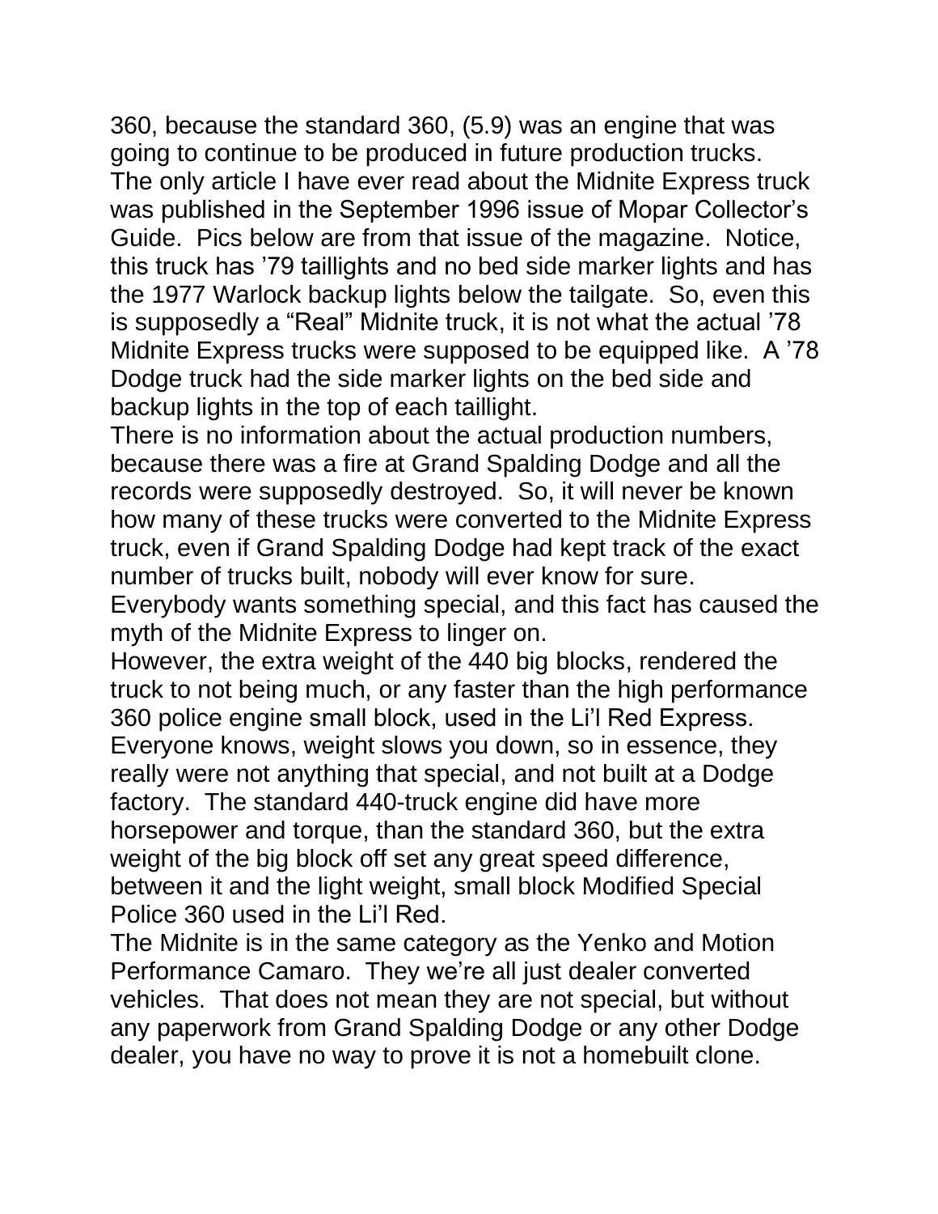360, because the standard 360, (5.9) was an engine that was going to continue to be produced in future production trucks.

The only article I have ever read about the Midnite Express truck was published in the September 1996 issue of Mopar Collector's Guide. Pics below are from that issue of the magazine. Notice, this truck has '79 taillights and no bed side marker lights and has the 1977 Warlock backup lights below the tailgate. So, even this is supposedly a "Real" Midnite truck, it is not what the actual '78 Midnite Express trucks were supposed to be equipped like. A '78 Dodge truck had the side marker lights on the bed side and backup lights in the top of each taillight.

There is no information about the actual production numbers, because there was a fire at Grand Spalding Dodge and all the records were supposedly destroyed. So, it will never be known how many of these trucks were converted to the Midnite Express truck, even if Grand Spalding Dodge had kept track of the exact number of trucks built, nobody will ever know for sure.

Everybody wants something special, and this fact has caused the myth of the Midnite Express to linger on.

However, the extra weight of the 440 big blocks, rendered the truck to not being much, or any faster than the high performance 360 police engine small block, used in the Li'l Red Express. Everyone knows, weight slows you down, so in essence, they really were not anything that special, and not built at a Dodge factory. The standard 440-truck engine did have more horsepower and torque, than the standard 360, but the extra weight of the big block off set any great speed difference, between it and the light weight, small block Modified Special Police 360 used in the Li'l Red.

The Midnite is in the same category as the Yenko and Motion Performance Camaro. They we're all just dealer converted vehicles. That does not mean they are not special, but without any paperwork from Grand Spalding Dodge or any other Dodge dealer, you have no way to prove it is not a homebuilt clone.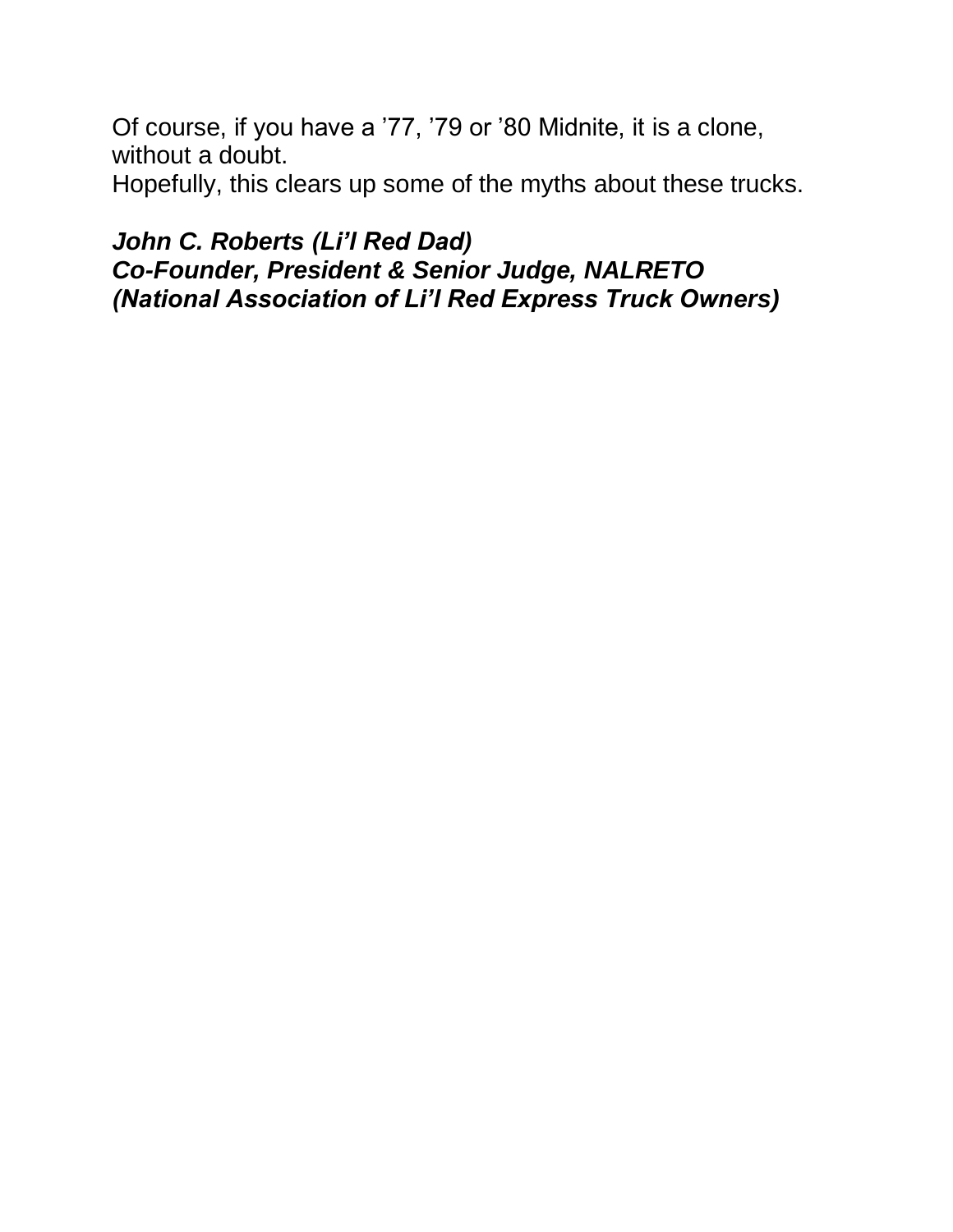Of course, if you have a ’77, ’79 or ’80 Midnite, it is a clone, without a doubt.

Hopefully, this clears up some of the myths about these trucks.

***John C. Roberts (Li’l Red Dad)***
***Co-Founder, President & Senior Judge, NALRETO***
***(National Association of Li’l Red Express Truck Owners)***